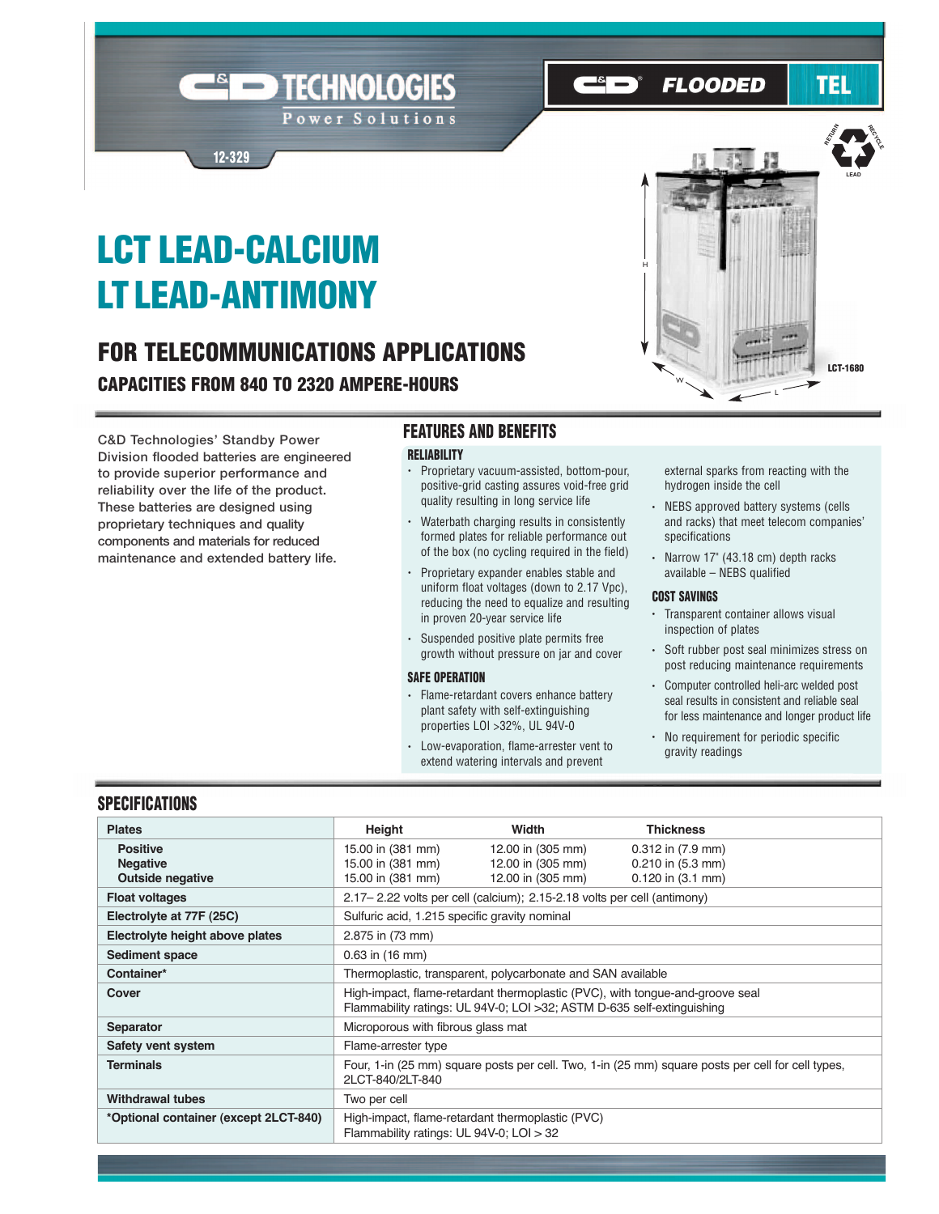C&D TECHNOLOGIES Power Solutions

12-329

FLOODED TEL

# LCT LEAD-CALCIUM
# LT LEAD-ANTIMONY

## FOR TELECOMMUNICATIONS APPLICATIONS

### CAPACITIES FROM 840 TO 2320 AMPERE-HOURS

LCT-1680

C&D Technologies' Standby Power Division flooded batteries are engineered to provide superior performance and reliability over the life of the product. These batteries are designed using proprietary techniques and quality components and materials for reduced maintenance and extended battery life.

## FEATURES AND BENEFITS

### RELIABILITY

- Proprietary vacuum-assisted, bottom-pour, positive-grid casting assures void-free grid quality resulting in long service life
- Waterbath charging results in consistently formed plates for reliable performance out of the box (no cycling required in the field)
- Proprietary expander enables stable and uniform float voltages (down to 2.17 Vpc), reducing the need to equalize and resulting in proven 20-year service life
- Suspended positive plate permits free growth without pressure on jar and cover

### SAFE OPERATION

- Flame-retardant covers enhance battery plant safety with self-extinguishing properties LOI >32%, UL 94V-0
- Low-evaporation, flame-arrester vent to extend watering intervals and prevent external sparks from reacting with the hydrogen inside the cell
- NEBS approved battery systems (cells and racks) that meet telecom companies' specifications
- Narrow 17" (43.18 cm) depth racks available – NEBS qualified

### COST SAVINGS

- Transparent container allows visual inspection of plates
- Soft rubber post seal minimizes stress on post reducing maintenance requirements
- Computer controlled heli-arc welded post seal results in consistent and reliable seal for less maintenance and longer product life
- No requirement for periodic specific gravity readings

## SPECIFICATIONS

| Plates | Height | Width | Thickness |
|---|---|---|---|
| Positive | 15.00 in (381 mm) | 12.00 in (305 mm) | 0.312 in (7.9 mm) |
| Negative | 15.00 in (381 mm) | 12.00 in (305 mm) | 0.210 in (5.3 mm) |
| Outside negative | 15.00 in (381 mm) | 12.00 in (305 mm) | 0.120 in (3.1 mm) |
| Float voltages | 2.17– 2.22 volts per cell (calcium); 2.15-2.18 volts per cell (antimony) | | |
| Electrolyte at 77F (25C) | Sulfuric acid, 1.215 specific gravity nominal | | |
| Electrolyte height above plates | 2.875 in (73 mm) | | |
| Sediment space | 0.63 in (16 mm) | | |
| Container* | Thermoplastic, transparent, polycarbonate and SAN available | | |
| Cover | High-impact, flame-retardant thermoplastic (PVC), with tongue-and-groove seal Flammability ratings: UL 94V-0; LOI >32; ASTM D-635 self-extinguishing | | |
| Separator | Microporous with fibrous glass mat | | |
| Safety vent system | Flame-arrester type | | |
| Terminals | Four, 1-in (25 mm) square posts per cell. Two, 1-in (25 mm) square posts per cell for cell types, 2LCT-840/2LT-840 | | |
| Withdrawal tubes | Two per cell | | |
| *Optional container (except 2LCT-840) | High-impact, flame-retardant thermoplastic (PVC) Flammability ratings: UL 94V-0; LOI > 32 | | |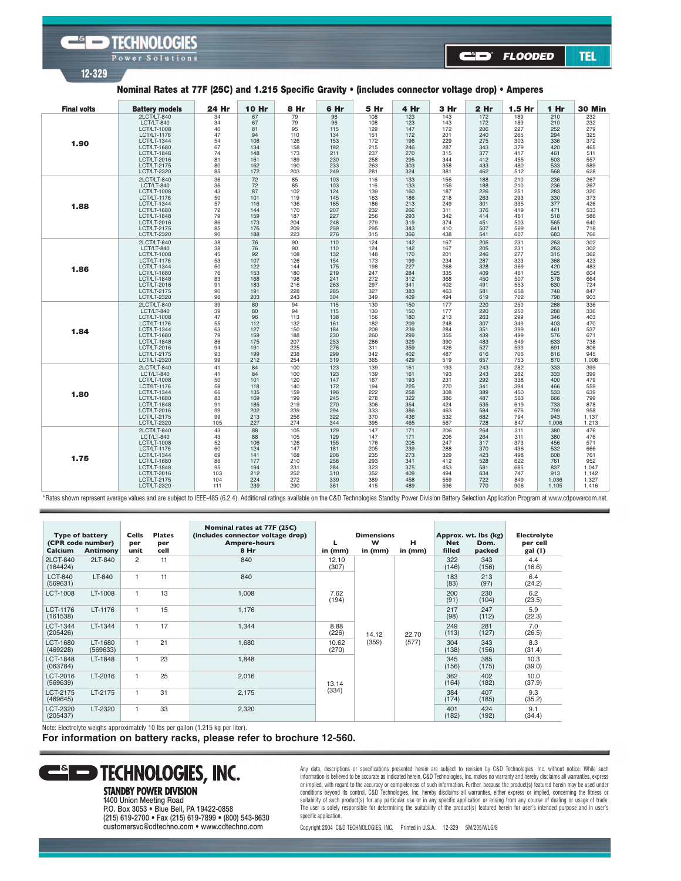C&D TECHNOLOGIES Power Solutions

12-329

C&D FLOODED TEL

## Nominal Rates at 77F (25C) and 1.215 Specific Gravity • (includes connector voltage drop) • Amperes

| Final volts | Battery models | 24 Hr | 10 Hr | 8 Hr | 6 Hr | 5 Hr | 4 Hr | 3 Hr | 2 Hr | 1.5 Hr | 1 Hr | 30 Min |
|---|---|---|---|---|---|---|---|---|---|---|---|---|
| 1.90 | 2LCT/LT-840 | 34 | 67 | 79 | 96 | 108 | 123 | 143 | 172 | 189 | 210 | 232 |
| | LCT/LT-840 | 34 | 67 | 79 | 96 | 108 | 123 | 143 | 172 | 189 | 210 | 232 |
| | LCT/LT-1008 | 40 | 81 | 95 | 115 | 129 | 147 | 172 | 206 | 227 | 252 | 279 |
| | LCT/LT-1176 | 47 | 94 | 110 | 134 | 151 | 172 | 201 | 240 | 265 | 294 | 325 |
| | LCT/LT-1344 | 54 | 108 | 126 | 153 | 172 | 196 | 229 | 275 | 303 | 336 | 372 |
| | LCT/LT-1680 | 67 | 134 | 158 | 192 | 215 | 246 | 287 | 343 | 379 | 420 | 465 |
| | LCT/LT-1848 | 74 | 148 | 173 | 211 | 237 | 270 | 315 | 377 | 417 | 461 | 511 |
| | LCT/LT-2016 | 81 | 161 | 189 | 230 | 258 | 295 | 344 | 412 | 455 | 503 | 557 |
| | LCT/LT-2175 | 80 | 162 | 190 | 233 | 263 | 303 | 358 | 433 | 480 | 533 | 589 |
| | LCT/LT-2320 | 85 | 172 | 203 | 249 | 281 | 324 | 381 | 462 | 512 | 568 | 628 |
| 1.88 | 2LCT/LT-840 | 36 | 72 | 85 | 103 | 116 | 133 | 156 | 188 | 210 | 236 | 267 |
| | LCT/LT-840 | 36 | 72 | 85 | 103 | 116 | 133 | 156 | 188 | 210 | 236 | 267 |
| | LCT/LT-1008 | 43 | 87 | 102 | 124 | 139 | 160 | 187 | 226 | 251 | 283 | 320 |
| | LCT/LT-1176 | 50 | 101 | 119 | 145 | 163 | 186 | 218 | 263 | 293 | 330 | 373 |
| | LCT/LT-1344 | 57 | 116 | 136 | 165 | 186 | 213 | 249 | 301 | 335 | 377 | 426 |
| | LCT/LT-1680 | 72 | 144 | 170 | 207 | 232 | 266 | 311 | 376 | 419 | 471 | 533 |
| | LCT/LT-1848 | 79 | 159 | 187 | 227 | 256 | 293 | 342 | 414 | 461 | 518 | 586 |
| | LCT/LT-2016 | 86 | 173 | 204 | 248 | 279 | 319 | 374 | 451 | 503 | 565 | 640 |
| | LCT/LT-2175 | 85 | 176 | 209 | 259 | 295 | 343 | 410 | 507 | 569 | 641 | 718 |
| | LCT/LT-2320 | 90 | 188 | 223 | 276 | 315 | 366 | 438 | 541 | 607 | 683 | 766 |
| 1.86 | 2LCT/LT-840 | 38 | 76 | 90 | 110 | 124 | 142 | 167 | 205 | 231 | 263 | 302 |
| | LCT/LT-840 | 38 | 76 | 90 | 110 | 124 | 142 | 167 | 205 | 231 | 263 | 302 |
| | LCT/LT-1008 | 45 | 92 | 108 | 132 | 148 | 170 | 201 | 246 | 277 | 315 | 362 |
| | LCT/LT-1176 | 53 | 107 | 126 | 154 | 173 | 199 | 234 | 287 | 323 | 368 | 423 |
| | LCT/LT-1344 | 60 | 122 | 144 | 175 | 198 | 227 | 268 | 328 | 369 | 420 | 483 |
| | LCT/LT-1680 | 76 | 153 | 180 | 219 | 247 | 284 | 335 | 409 | 461 | 525 | 604 |
| | LCT/LT-1848 | 83 | 168 | 198 | 241 | 272 | 312 | 368 | 450 | 507 | 578 | 664 |
| | LCT/LT-2016 | 91 | 183 | 216 | 263 | 297 | 341 | 402 | 491 | 553 | 630 | 724 |
| | LCT/LT-2175 | 90 | 191 | 228 | 285 | 327 | 383 | 463 | 581 | 658 | 748 | 847 |
| | LCT/LT-2320 | 96 | 203 | 243 | 304 | 349 | 409 | 494 | 619 | 702 | 798 | 903 |
| 1.84 | 2LCT/LT-840 | 39 | 80 | 94 | 115 | 130 | 150 | 177 | 220 | 250 | 288 | 336 |
| | LCT/LT-840 | 39 | 80 | 94 | 115 | 130 | 150 | 177 | 220 | 250 | 288 | 336 |
| | LCT/LT-1008 | 47 | 96 | 113 | 138 | 156 | 180 | 213 | 263 | 299 | 346 | 403 |
| | LCT/LT-1176 | 55 | 112 | 132 | 161 | 182 | 209 | 248 | 307 | 349 | 403 | 470 |
| | LCT/LT-1344 | 63 | 127 | 150 | 184 | 208 | 239 | 284 | 351 | 399 | 461 | 537 |
| | LCT/LT-1680 | 79 | 159 | 188 | 230 | 260 | 299 | 355 | 439 | 499 | 576 | 671 |
| | LCT/LT-1848 | 86 | 175 | 207 | 253 | 286 | 329 | 390 | 483 | 549 | 633 | 738 |
| | LCT/LT-2016 | 94 | 191 | 225 | 276 | 311 | 359 | 426 | 527 | 599 | 691 | 806 |
| | LCT/LT-2175 | 93 | 199 | 238 | 299 | 342 | 402 | 487 | 616 | 706 | 816 | 945 |
| | LCT/LT-2320 | 99 | 212 | 254 | 319 | 365 | 429 | 519 | 657 | 753 | 870 | 1,008 |
| 1.80 | 2LCT/LT-840 | 41 | 84 | 100 | 123 | 139 | 161 | 193 | 243 | 282 | 333 | 399 |
| | LCT/LT-840 | 41 | 84 | 100 | 123 | 139 | 161 | 193 | 243 | 282 | 333 | 399 |
| | LCT/LT-1008 | 50 | 101 | 120 | 147 | 167 | 193 | 231 | 292 | 338 | 400 | 479 |
| | LCT/LT-1176 | 58 | 118 | 140 | 172 | 194 | 225 | 270 | 341 | 394 | 466 | 559 |
| | LCT/LT-1344 | 66 | 135 | 159 | 196 | 222 | 258 | 308 | 389 | 450 | 533 | 639 |
| | LCT/LT-1680 | 83 | 169 | 199 | 245 | 278 | 322 | 386 | 487 | 563 | 666 | 799 |
| | LCT/LT-1848 | 91 | 185 | 219 | 270 | 306 | 354 | 424 | 535 | 619 | 733 | 878 |
| | LCT/LT-2016 | 99 | 202 | 239 | 294 | 333 | 386 | 463 | 584 | 676 | 799 | 958 |
| | LCT/LT-2175 | 99 | 213 | 256 | 322 | 370 | 436 | 532 | 682 | 794 | 943 | 1,137 |
| | LCT/LT-2320 | 105 | 227 | 274 | 344 | 395 | 465 | 567 | 728 | 847 | 1,006 | 1,213 |
| 1.75 | 2LCT/LT-840 | 43 | 88 | 105 | 129 | 147 | 171 | 206 | 264 | 311 | 380 | 476 |
| | LCT/LT-840 | 43 | 88 | 105 | 129 | 147 | 171 | 206 | 264 | 311 | 380 | 476 |
| | LCT/LT-1008 | 52 | 106 | 126 | 155 | 176 | 205 | 247 | 317 | 373 | 456 | 571 |
| | LCT/LT-1176 | 60 | 124 | 147 | 181 | 205 | 239 | 288 | 370 | 436 | 532 | 666 |
| | LCT/LT-1344 | 69 | 141 | 168 | 206 | 235 | 273 | 329 | 423 | 498 | 608 | 761 |
| | LCT/LT-1680 | 86 | 177 | 210 | 258 | 293 | 341 | 412 | 528 | 622 | 761 | 952 |
| | LCT/LT-1848 | 95 | 194 | 231 | 284 | 323 | 375 | 453 | 581 | 685 | 837 | 1,047 |
| | LCT/LT-2016 | 103 | 212 | 252 | 310 | 352 | 409 | 494 | 634 | 747 | 913 | 1,142 |
| | LCT/LT-2175 | 104 | 224 | 272 | 339 | 389 | 458 | 559 | 722 | 849 | 1,036 | 1,327 |
| | LCT/LT-2320 | 111 | 239 | 290 | 361 | 415 | 489 | 596 | 770 | 906 | 1,105 | 1,416 |

*Rates shown represent average values and are subject to IEEE-485 (6.2.4). Additional ratings available on the C&D Technologies Standby Power Division Battery Selection Application Program at www.cdpowercom.net.

| Type of battery (CPR code number) Calcium | Antimony | Cells per unit | Plates per cell | Nominal rates at 77F (25C) (includes connector voltage drop) Ampere-hours 8 Hr | Dimensions L in (mm) | W in (mm) | H in (mm) | Approx. wt. lbs (kg) Net filled | Dom. packed | Electrolyte per cell gal (l) |
|---|---|---|---|---|---|---|---|---|---|---|
| 2LCT-840 (164424) | 2LT-840 | 2 | 11 | 840 | 12.10 (307) | 14.12 (359) | 22.70 (577) | 322 (146) | 343 (156) | 4.4 (16.6) |
| LCT-840 (569631) | LT-840 | 1 | 11 | 840 | 7.62 (194) | | | 183 (83) | 213 (97) | 6.4 (24.2) |
| LCT-1008 | LT-1008 | 1 | 13 | 1,008 | | | | 200 (91) | 230 (104) | 6.2 (23.5) |
| LCT-1176 (161538) | LT-1176 | 1 | 15 | 1,176 | | | | 217 (98) | 247 (112) | 5.9 (22.3) |
| LCT-1344 (205426) | LT-1344 | 1 | 17 | 1,344 | 8.88 (226) | | | 249 (113) | 281 (127) | 7.0 (26.5) |
| LCT-1680 (469228) | LT-1680 (569633) | 1 | 21 | 1,680 | 10.62 (270) | | | 304 (138) | 343 (156) | 8.3 (31.4) |
| LCT-1848 (063784) | LT-1848 | 1 | 23 | 1,848 | 13.14 (334) | | | 345 (156) | 385 (175) | 10.3 (39.0) |
| LCT-2016 (569639) | LT-2016 | 1 | 25 | 2,016 | | | | 362 (164) | 402 (182) | 10.0 (37.9) |
| LCT-2175 (469645) | LT-2175 | 1 | 31 | 2,175 | | | | 384 (174) | 407 (185) | 9.3 (35.2) |
| LCT-2320 (205437) | LT-2320 | 1 | 33 | 2,320 | | | | 401 (182) | 424 (192) | 9.1 (34.4) |

Note: Electrolyte weighs approximately 10 lbs per gallon (1.215 kg per liter).

**For information on battery racks, please refer to brochure 12-560.**

**C&D TECHNOLOGIES, INC.**
**STANDBY POWER DIVISION**
1400 Union Meeting Road
P.O. Box 3053 • Blue Bell, PA 19422-0858
(215) 619-2700 • Fax (215) 619-7899 • (800) 543-8630
customersvc@cdtechno.com • www.cdtechno.com

Any data, descriptions or specifications presented herein are subject to revision by C&D Technologies, Inc. without notice. While such information is believed to be accurate as indicated herein, C&D Technologies, Inc. makes no warranty and hereby disclaims all warranties, express or implied, with regard to the accuracy or completeness of such information. Further, because the product(s) featured herein may be used under conditions beyond its control, C&D Technologies, Inc. hereby disclaims all warranties, either express or implied, concerning the fitness or suitability of such product(s) for any particular use or in any specific application or arising from any course of dealing or usage of trade. The user is solely responsible for determining the suitability of the product(s) featured herein for user's intended purpose and in user's specific application.

Copyright 2004 C&D TECHNOLOGIES, INC. Printed in U.S.A. 12-329 5M/205/WLG/8